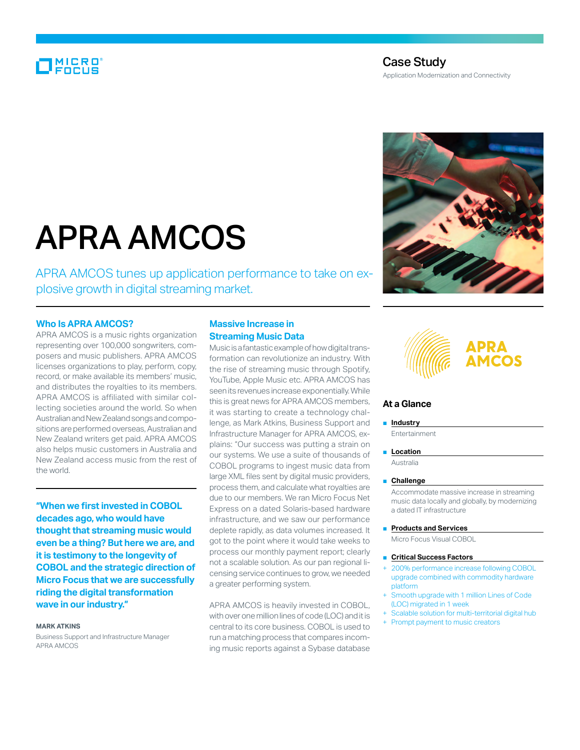Case Study

Application Modernization and Connectivity

# APRA AMCOS

APRA AMCOS tunes up application performance to take on explosive growth in digital streaming market.

## Who Is APRA AMCOS?

APRA AMCOS is a music rights organization representing over 100,000 songwriters, composers and music publishers. APRA AMCOS licenses organizations to play, perform, copy, record, or make available its members' music, and distributes the royalties to its members. APRA AMCOS is affiliated with similar collecting societies around the world. So when Australian and New Zealand songs and compositions are performed overseas, Australian and New Zealand writers get paid. APRA AMCOS also helps music customers in Australia and New Zealand access music from the rest of the world.

**"When we first invested in COBOL decades ago, who would have thought that streaming music would even be a thing? But here we are, and it is testimony to the longevity of COBOL and the strategic direction of Micro Focus that we are successfully riding the digital transformation wave in our industry."**

**MARK ATKINS**
Business Support and Infrastructure Manager
APRA AMCOS

## Massive Increase in Streaming Music Data

Music is a fantastic example of how digital transformation can revolutionize an industry. With the rise of streaming music through Spotify, YouTube, Apple Music etc. APRA AMCOS has seen its revenues increase exponentially. While this is great news for APRA AMCOS members, it was starting to create a technology challenge, as Mark Atkins, Business Support and Infrastructure Manager for APRA AMCOS, explains: "Our success was putting a strain on our systems. We use a suite of thousands of COBOL programs to ingest music data from large XML files sent by digital music providers, process them, and calculate what royalties are due to our members. We ran Micro Focus Net Express on a dated Solaris-based hardware infrastructure, and we saw our performance deplete rapidly, as data volumes increased. It got to the point where it would take weeks to process our monthly payment report; clearly not a scalable solution. As our pan regional licensing service continues to grow, we needed a greater performing system.

APRA AMCOS is heavily invested in COBOL, with over one million lines of code (LOC) and it is central to its core business. COBOL is used to run a matching process that compares incoming music reports against a Sybase database

APRA AMCOS

### At a Glance

- **Industry**
  Entertainment
- **Location**
  Australia
- **Challenge**
  Accommodate massive increase in streaming music data locally and globally, by modernizing a dated IT infrastructure
- **Products and Services**
  Micro Focus Visual COBOL
- **Critical Success Factors**
  - 200% performance increase following COBOL upgrade combined with commodity hardware platform
  - Smooth upgrade with 1 million Lines of Code (LOC) migrated in 1 week
  - Scalable solution for multi-territorial digital hub
  - Prompt payment to music creators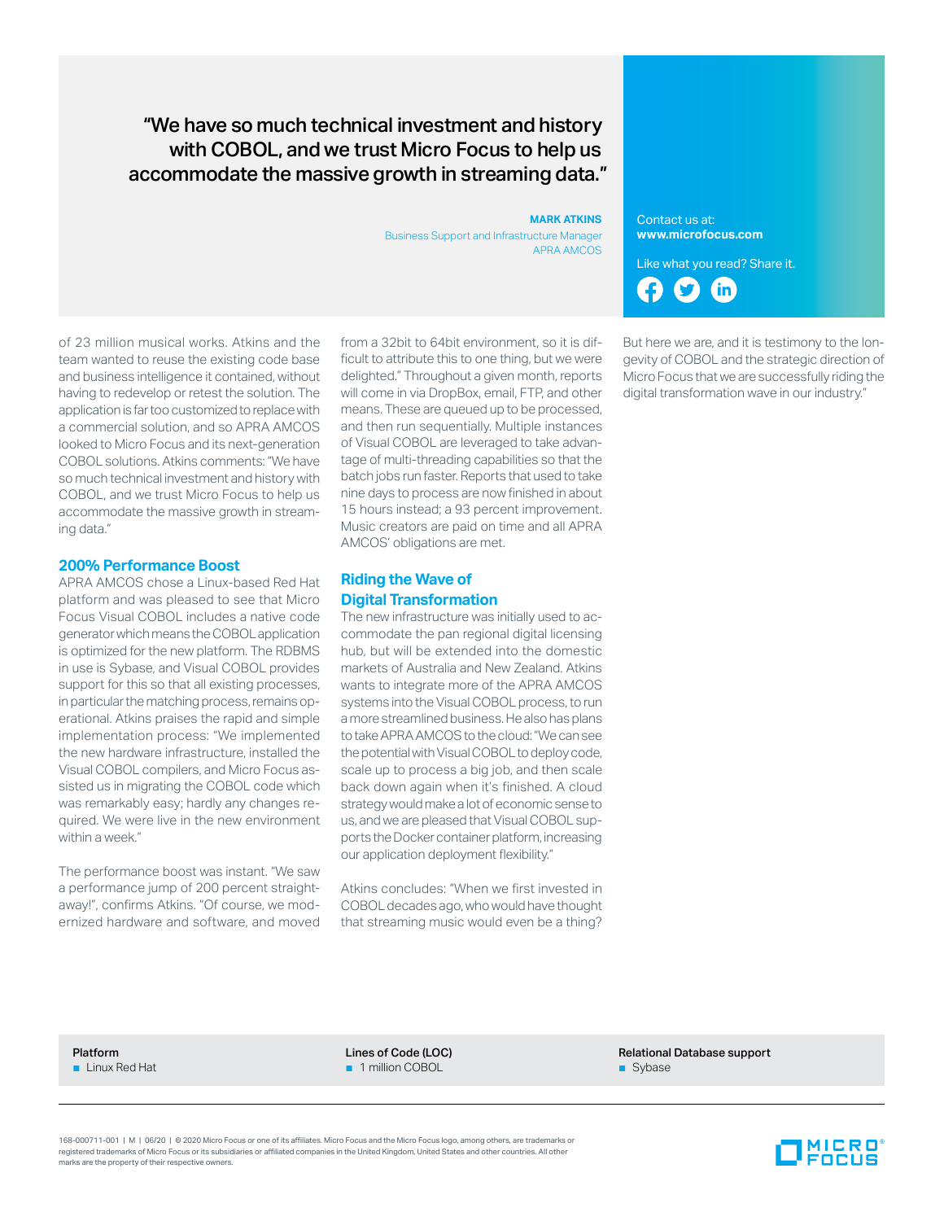> "We have so much technical investment and history with COBOL, and we trust Micro Focus to help us accommodate the massive growth in streaming data."
>
> **MARK ATKINS**
> Business Support and Infrastructure Manager
> APRA AMCOS

Contact us at:
**www.microfocus.com**

Like what you read? Share it.

of 23 million musical works. Atkins and the team wanted to reuse the existing code base and business intelligence it contained, without having to redevelop or retest the solution. The application is far too customized to replace with a commercial solution, and so APRA AMCOS looked to Micro Focus and its next-generation COBOL solutions. Atkins comments: "We have so much technical investment and history with COBOL, and we trust Micro Focus to help us accommodate the massive growth in streaming data."

## 200% Performance Boost

APRA AMCOS chose a Linux-based Red Hat platform and was pleased to see that Micro Focus Visual COBOL includes a native code generator which means the COBOL application is optimized for the new platform. The RDBMS in use is Sybase, and Visual COBOL provides support for this so that all existing processes, in particular the matching process, remains operational. Atkins praises the rapid and simple implementation process: "We implemented the new hardware infrastructure, installed the Visual COBOL compilers, and Micro Focus assisted us in migrating the COBOL code which was remarkably easy; hardly any changes required. We were live in the new environment within a week."

The performance boost was instant. "We saw a performance jump of 200 percent straightaway!", confirms Atkins. "Of course, we modernized hardware and software, and moved from a 32bit to 64bit environment, so it is difficult to attribute this to one thing, but we were delighted." Throughout a given month, reports will come in via DropBox, email, FTP, and other means. These are queued up to be processed, and then run sequentially. Multiple instances of Visual COBOL are leveraged to take advantage of multi-threading capabilities so that the batch jobs run faster. Reports that used to take nine days to process are now finished in about 15 hours instead; a 93 percent improvement. Music creators are paid on time and all APRA AMCOS' obligations are met.

## Riding the Wave of Digital Transformation

The new infrastructure was initially used to accommodate the pan regional digital licensing hub, but will be extended into the domestic markets of Australia and New Zealand. Atkins wants to integrate more of the APRA AMCOS systems into the Visual COBOL process, to run a more streamlined business. He also has plans to take APRA AMCOS to the cloud: "We can see the potential with Visual COBOL to deploy code, scale up to process a big job, and then scale back down again when it's finished. A cloud strategy would make a lot of economic sense to us, and we are pleased that Visual COBOL supports the Docker container platform, increasing our application deployment flexibility."

Atkins concludes: "When we first invested in COBOL decades ago, who would have thought that streaming music would even be a thing? But here we are, and it is testimony to the longevity of COBOL and the strategic direction of Micro Focus that we are successfully riding the digital transformation wave in our industry."

**Platform**
- Linux Red Hat

**Lines of Code (LOC)**
- 1 million COBOL

**Relational Database support**
- Sybase

168-000711-001 | M | 06/20 | © 2020 Micro Focus or one of its affiliates. Micro Focus and the Micro Focus logo, among others, are trademarks or registered trademarks of Micro Focus or its subsidiaries or affiliated companies in the United Kingdom, United States and other countries. All other marks are the property of their respective owners.